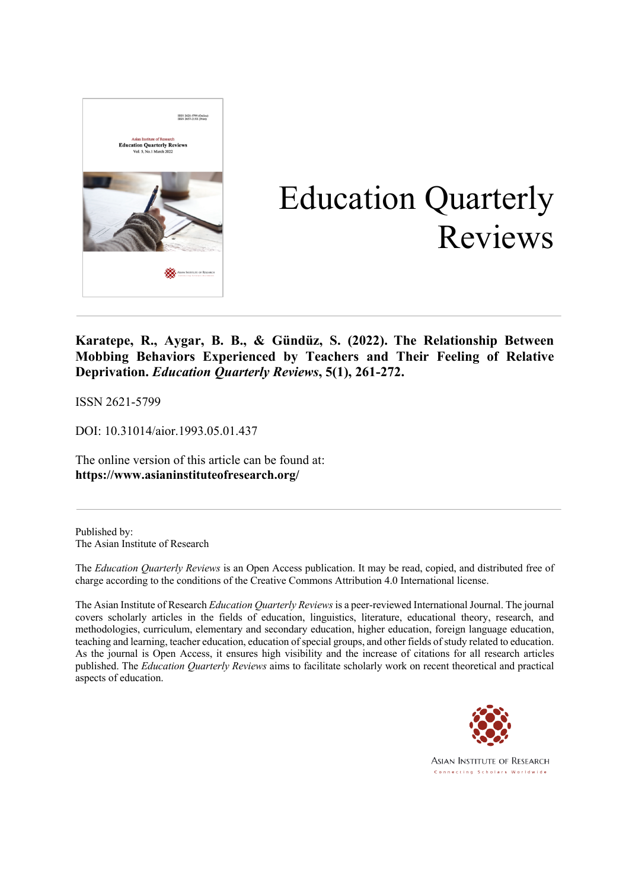# Education Quarterly Reviews

**Karatepe, R., Aygar, B. B., & Gündüz, S. (2022). The Relationship Between Mobbing Behaviors Experienced by Teachers and Their Feeling of Relative Deprivation. *Education Quarterly Reviews*, 5(1), 261-272.**

ISSN 2621-5799

DOI: 10.31014/aior.1993.05.01.437

The online version of this article can be found at:
**https://www.asianinstituteofresearch.org/**

---

Published by:
The Asian Institute of Research

The *Education Quarterly Reviews* is an Open Access publication. It may be read, copied, and distributed free of charge according to the conditions of the Creative Commons Attribution 4.0 International license.

The Asian Institute of Research *Education Quarterly Reviews* is a peer-reviewed International Journal. The journal covers scholarly articles in the fields of education, linguistics, literature, educational theory, research, and methodologies, curriculum, elementary and secondary education, higher education, foreign language education, teaching and learning, teacher education, education of special groups, and other fields of study related to education. As the journal is Open Access, it ensures high visibility and the increase of citations for all research articles published. The *Education Quarterly Reviews* aims to facilitate scholarly work on recent theoretical and practical aspects of education.

Asian Institute of Research
Connecting Scholars Worldwide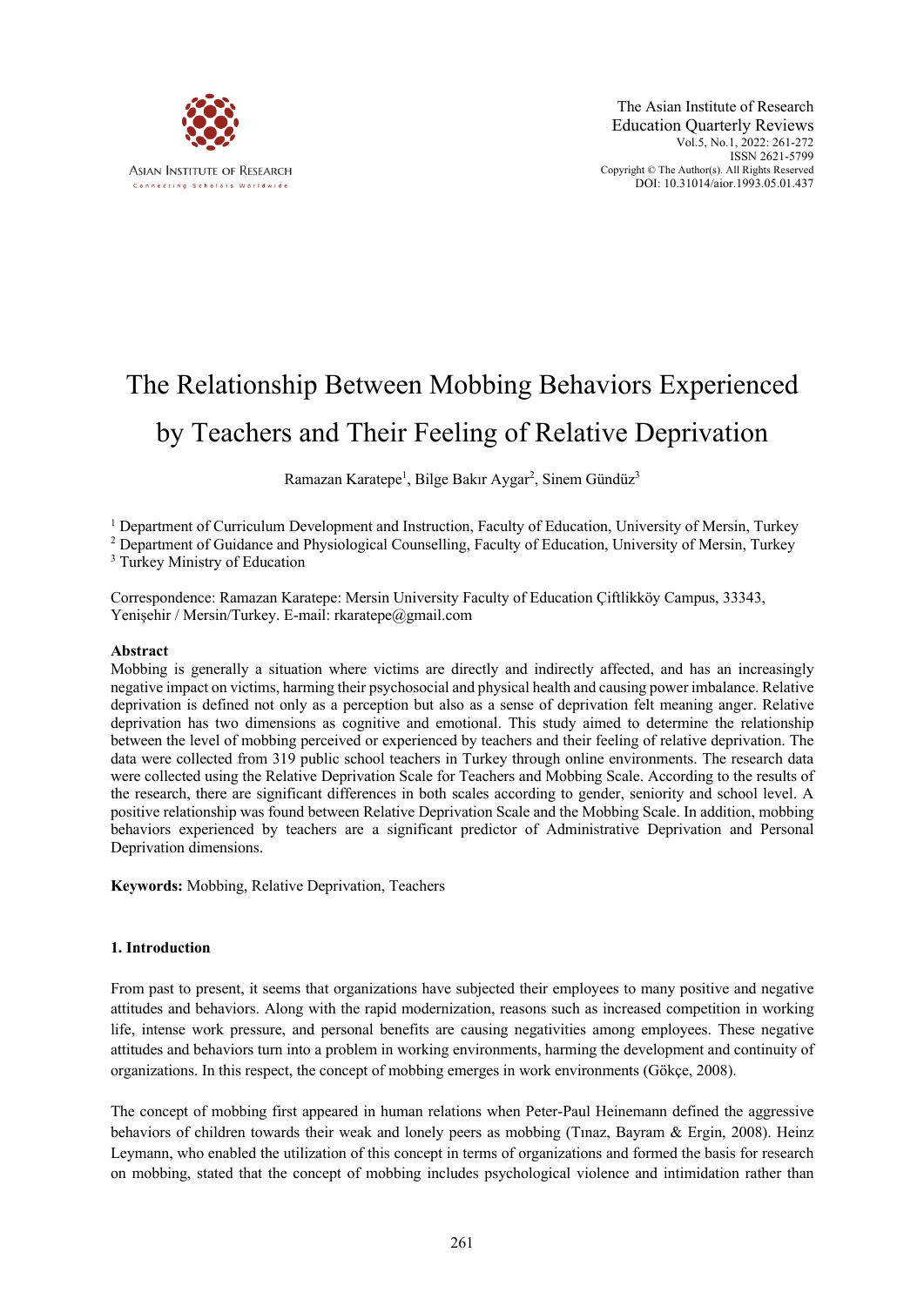# The Relationship Between Mobbing Behaviors Experienced by Teachers and Their Feeling of Relative Deprivation

Ramazan Karatepe[1], Bilge Bakır Aygar[2], Sinem Gündüz[3]

[1] Department of Curriculum Development and Instruction, Faculty of Education, University of Mersin, Turkey
[2] Department of Guidance and Physiological Counselling, Faculty of Education, University of Mersin, Turkey
[3] Turkey Ministry of Education

Correspondence: Ramazan Karatepe: Mersin University Faculty of Education Çiftlikköy Campus, 33343, Yenişehir / Mersin/Turkey. E-mail: rkaratepe@gmail.com

### Abstract

Mobbing is generally a situation where victims are directly and indirectly affected, and has an increasingly negative impact on victims, harming their psychosocial and physical health and causing power imbalance. Relative deprivation is defined not only as a perception but also as a sense of deprivation felt meaning anger. Relative deprivation has two dimensions as cognitive and emotional. This study aimed to determine the relationship between the level of mobbing perceived or experienced by teachers and their feeling of relative deprivation. The data were collected from 319 public school teachers in Turkey through online environments. The research data were collected using the Relative Deprivation Scale for Teachers and Mobbing Scale. According to the results of the research, there are significant differences in both scales according to gender, seniority and school level. A positive relationship was found between Relative Deprivation Scale and the Mobbing Scale. In addition, mobbing behaviors experienced by teachers are a significant predictor of Administrative Deprivation and Personal Deprivation dimensions.

**Keywords:** Mobbing, Relative Deprivation, Teachers

## 1. Introduction

From past to present, it seems that organizations have subjected their employees to many positive and negative attitudes and behaviors. Along with the rapid modernization, reasons such as increased competition in working life, intense work pressure, and personal benefits are causing negativities among employees. These negative attitudes and behaviors turn into a problem in working environments, harming the development and continuity of organizations. In this respect, the concept of mobbing emerges in work environments (Gökçe, 2008).

The concept of mobbing first appeared in human relations when Peter-Paul Heinemann defined the aggressive behaviors of children towards their weak and lonely peers as mobbing (Tınaz, Bayram & Ergin, 2008). Heinz Leymann, who enabled the utilization of this concept in terms of organizations and formed the basis for research on mobbing, stated that the concept of mobbing includes psychological violence and intimidation rather than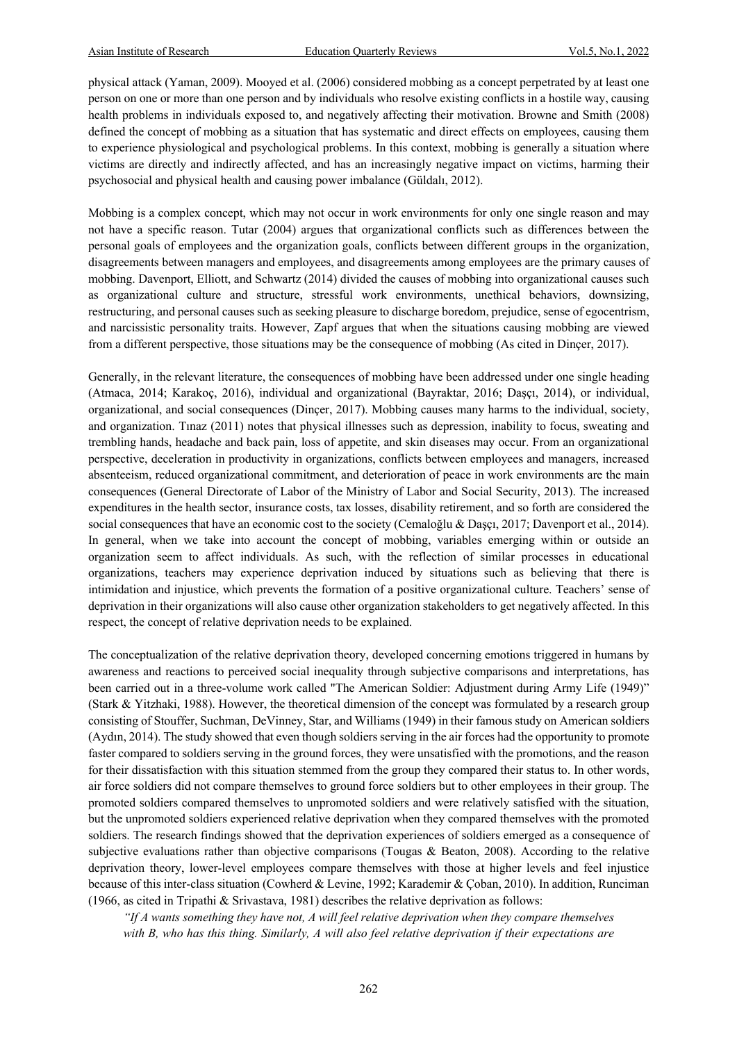physical attack (Yaman, 2009). Mooyed et al. (2006) considered mobbing as a concept perpetrated by at least one person on one or more than one person and by individuals who resolve existing conflicts in a hostile way, causing health problems in individuals exposed to, and negatively affecting their motivation. Browne and Smith (2008) defined the concept of mobbing as a situation that has systematic and direct effects on employees, causing them to experience physiological and psychological problems. In this context, mobbing is generally a situation where victims are directly and indirectly affected, and has an increasingly negative impact on victims, harming their psychosocial and physical health and causing power imbalance (Güldalı, 2012).

Mobbing is a complex concept, which may not occur in work environments for only one single reason and may not have a specific reason. Tutar (2004) argues that organizational conflicts such as differences between the personal goals of employees and the organization goals, conflicts between different groups in the organization, disagreements between managers and employees, and disagreements among employees are the primary causes of mobbing. Davenport, Elliott, and Schwartz (2014) divided the causes of mobbing into organizational causes such as organizational culture and structure, stressful work environments, unethical behaviors, downsizing, restructuring, and personal causes such as seeking pleasure to discharge boredom, prejudice, sense of egocentrism, and narcissistic personality traits. However, Zapf argues that when the situations causing mobbing are viewed from a different perspective, those situations may be the consequence of mobbing (As cited in Dinçer, 2017).

Generally, in the relevant literature, the consequences of mobbing have been addressed under one single heading (Atmaca, 2014; Karakoç, 2016), individual and organizational (Bayraktar, 2016; Daşçı, 2014), or individual, organizational, and social consequences (Dinçer, 2017). Mobbing causes many harms to the individual, society, and organization. Tınaz (2011) notes that physical illnesses such as depression, inability to focus, sweating and trembling hands, headache and back pain, loss of appetite, and skin diseases may occur. From an organizational perspective, deceleration in productivity in organizations, conflicts between employees and managers, increased absenteeism, reduced organizational commitment, and deterioration of peace in work environments are the main consequences (General Directorate of Labor of the Ministry of Labor and Social Security, 2013). The increased expenditures in the health sector, insurance costs, tax losses, disability retirement, and so forth are considered the social consequences that have an economic cost to the society (Cemaloğlu & Daşçı, 2017; Davenport et al., 2014). In general, when we take into account the concept of mobbing, variables emerging within or outside an organization seem to affect individuals. As such, with the reflection of similar processes in educational organizations, teachers may experience deprivation induced by situations such as believing that there is intimidation and injustice, which prevents the formation of a positive organizational culture. Teachers' sense of deprivation in their organizations will also cause other organization stakeholders to get negatively affected. In this respect, the concept of relative deprivation needs to be explained.

The conceptualization of the relative deprivation theory, developed concerning emotions triggered in humans by awareness and reactions to perceived social inequality through subjective comparisons and interpretations, has been carried out in a three-volume work called "The American Soldier: Adjustment during Army Life (1949)" (Stark & Yitzhaki, 1988). However, the theoretical dimension of the concept was formulated by a research group consisting of Stouffer, Suchman, DeVinney, Star, and Williams (1949) in their famous study on American soldiers (Aydın, 2014). The study showed that even though soldiers serving in the air forces had the opportunity to promote faster compared to soldiers serving in the ground forces, they were unsatisfied with the promotions, and the reason for their dissatisfaction with this situation stemmed from the group they compared their status to. In other words, air force soldiers did not compare themselves to ground force soldiers but to other employees in their group. The promoted soldiers compared themselves to unpromoted soldiers and were relatively satisfied with the situation, but the unpromoted soldiers experienced relative deprivation when they compared themselves with the promoted soldiers. The research findings showed that the deprivation experiences of soldiers emerged as a consequence of subjective evaluations rather than objective comparisons (Tougas & Beaton, 2008). According to the relative deprivation theory, lower-level employees compare themselves with those at higher levels and feel injustice because of this inter-class situation (Cowherd & Levine, 1992; Karademir & Çoban, 2010). In addition, Runciman (1966, as cited in Tripathi & Srivastava, 1981) describes the relative deprivation as follows:

> *"If A wants something they have not, A will feel relative deprivation when they compare themselves with B, who has this thing. Similarly, A will also feel relative deprivation if their expectations are*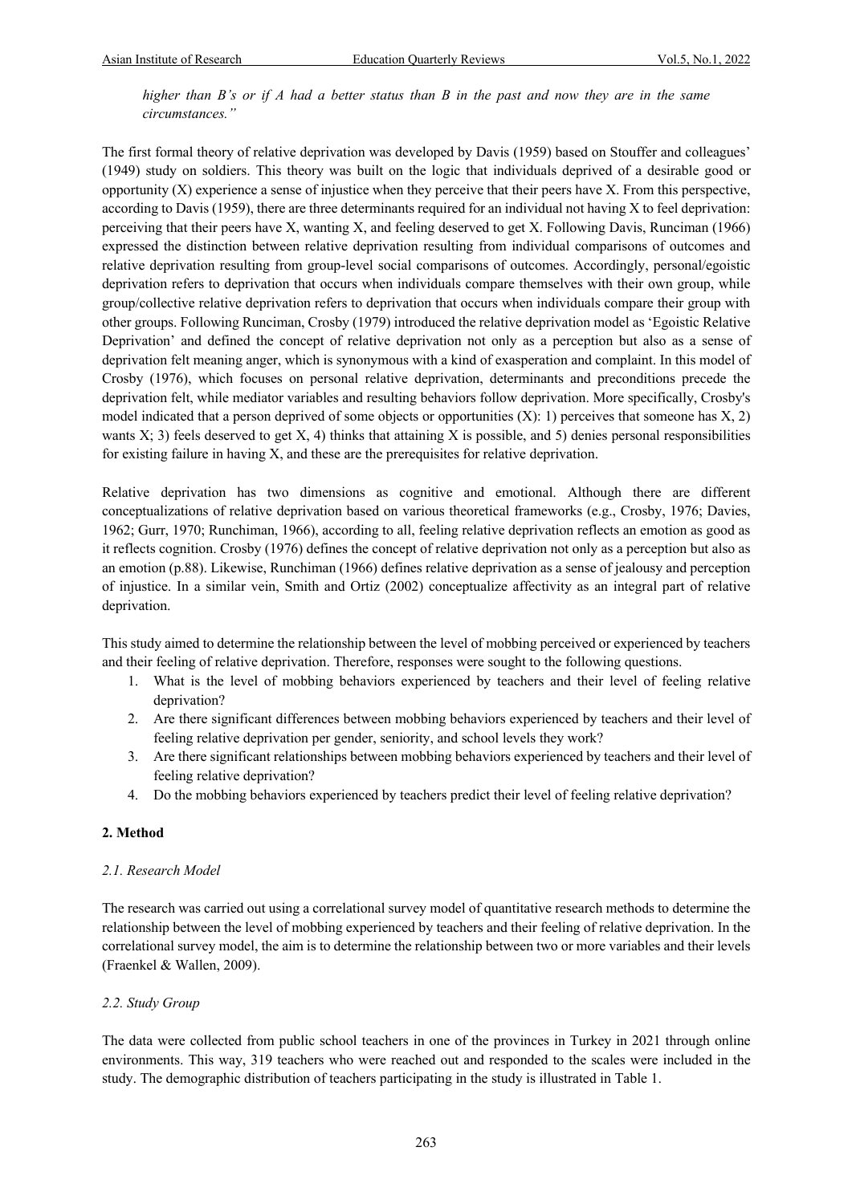*higher than B's or if A had a better status than B in the past and now they are in the same circumstances."*

The first formal theory of relative deprivation was developed by Davis (1959) based on Stouffer and colleagues' (1949) study on soldiers. This theory was built on the logic that individuals deprived of a desirable good or opportunity (X) experience a sense of injustice when they perceive that their peers have X. From this perspective, according to Davis (1959), there are three determinants required for an individual not having X to feel deprivation: perceiving that their peers have X, wanting X, and feeling deserved to get X. Following Davis, Runciman (1966) expressed the distinction between relative deprivation resulting from individual comparisons of outcomes and relative deprivation resulting from group-level social comparisons of outcomes. Accordingly, personal/egoistic deprivation refers to deprivation that occurs when individuals compare themselves with their own group, while group/collective relative deprivation refers to deprivation that occurs when individuals compare their group with other groups. Following Runciman, Crosby (1979) introduced the relative deprivation model as 'Egoistic Relative Deprivation' and defined the concept of relative deprivation not only as a perception but also as a sense of deprivation felt meaning anger, which is synonymous with a kind of exasperation and complaint. In this model of Crosby (1976), which focuses on personal relative deprivation, determinants and preconditions precede the deprivation felt, while mediator variables and resulting behaviors follow deprivation. More specifically, Crosby's model indicated that a person deprived of some objects or opportunities (X): 1) perceives that someone has X, 2) wants X; 3) feels deserved to get X, 4) thinks that attaining X is possible, and 5) denies personal responsibilities for existing failure in having X, and these are the prerequisites for relative deprivation.

Relative deprivation has two dimensions as cognitive and emotional. Although there are different conceptualizations of relative deprivation based on various theoretical frameworks (e.g., Crosby, 1976; Davies, 1962; Gurr, 1970; Runchiman, 1966), according to all, feeling relative deprivation reflects an emotion as good as it reflects cognition. Crosby (1976) defines the concept of relative deprivation not only as a perception but also as an emotion (p.88). Likewise, Runchiman (1966) defines relative deprivation as a sense of jealousy and perception of injustice. In a similar vein, Smith and Ortiz (2002) conceptualize affectivity as an integral part of relative deprivation.

This study aimed to determine the relationship between the level of mobbing perceived or experienced by teachers and their feeling of relative deprivation. Therefore, responses were sought to the following questions.

1. What is the level of mobbing behaviors experienced by teachers and their level of feeling relative deprivation?
2. Are there significant differences between mobbing behaviors experienced by teachers and their level of feeling relative deprivation per gender, seniority, and school levels they work?
3. Are there significant relationships between mobbing behaviors experienced by teachers and their level of feeling relative deprivation?
4. Do the mobbing behaviors experienced by teachers predict their level of feeling relative deprivation?

## 2. Method

### *2.1. Research Model*

The research was carried out using a correlational survey model of quantitative research methods to determine the relationship between the level of mobbing experienced by teachers and their feeling of relative deprivation. In the correlational survey model, the aim is to determine the relationship between two or more variables and their levels (Fraenkel & Wallen, 2009).

### *2.2. Study Group*

The data were collected from public school teachers in one of the provinces in Turkey in 2021 through online environments. This way, 319 teachers who were reached out and responded to the scales were included in the study. The demographic distribution of teachers participating in the study is illustrated in Table 1.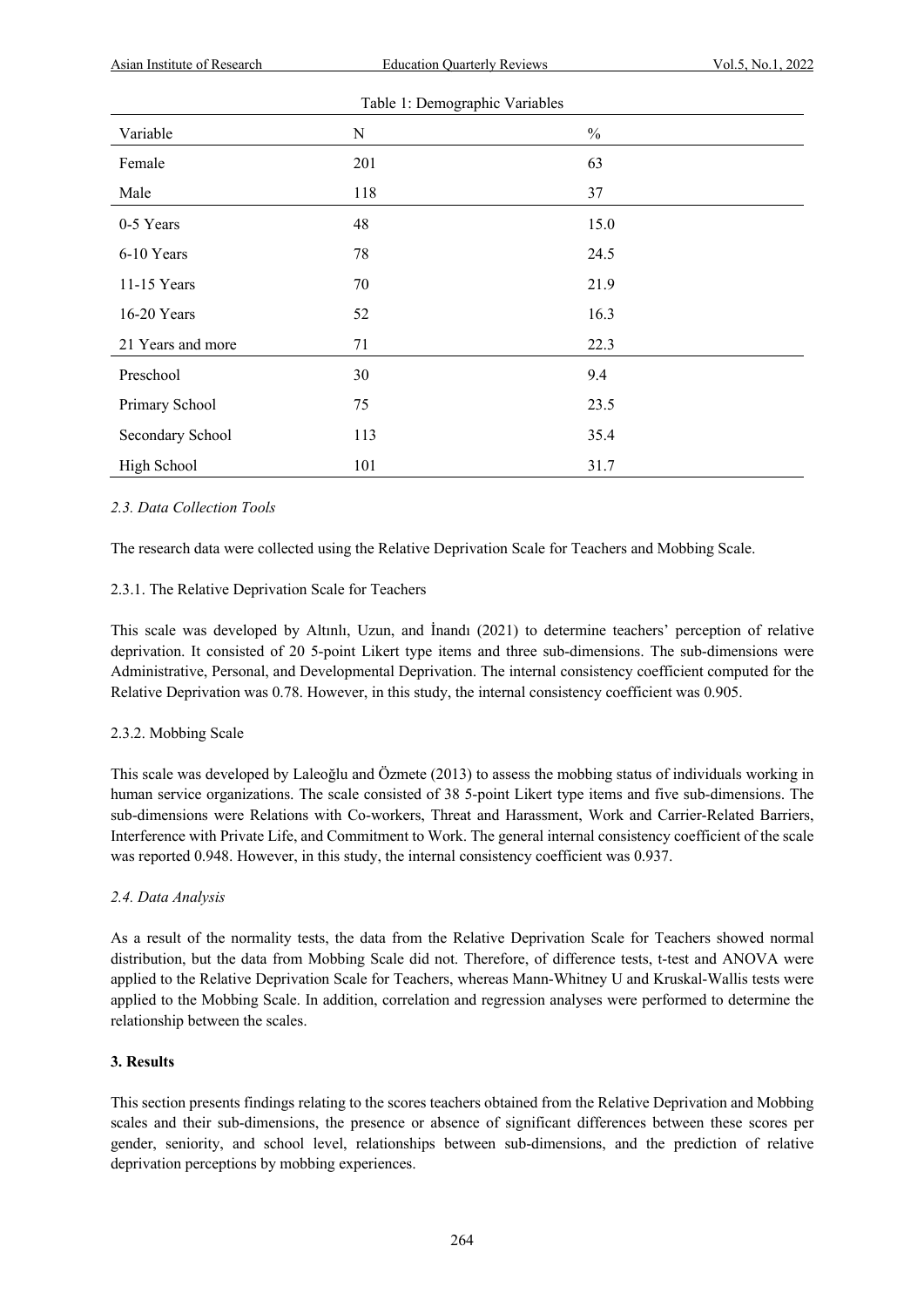Table 1: Demographic Variables

| Variable | N | % |
|---|---|---|
| Female | 201 | 63 |
| Male | 118 | 37 |
| 0-5 Years | 48 | 15.0 |
| 6-10 Years | 78 | 24.5 |
| 11-15 Years | 70 | 21.9 |
| 16-20 Years | 52 | 16.3 |
| 21 Years and more | 71 | 22.3 |
| Preschool | 30 | 9.4 |
| Primary School | 75 | 23.5 |
| Secondary School | 113 | 35.4 |
| High School | 101 | 31.7 |

### *2.3. Data Collection Tools*

The research data were collected using the Relative Deprivation Scale for Teachers and Mobbing Scale.

#### 2.3.1. The Relative Deprivation Scale for Teachers

This scale was developed by Altınlı, Uzun, and İnandı (2021) to determine teachers' perception of relative deprivation. It consisted of 20 5-point Likert type items and three sub-dimensions. The sub-dimensions were Administrative, Personal, and Developmental Deprivation. The internal consistency coefficient computed for the Relative Deprivation was 0.78. However, in this study, the internal consistency coefficient was 0.905.

#### 2.3.2. Mobbing Scale

This scale was developed by Laleoğlu and Özmete (2013) to assess the mobbing status of individuals working in human service organizations. The scale consisted of 38 5-point Likert type items and five sub-dimensions. The sub-dimensions were Relations with Co-workers, Threat and Harassment, Work and Carrier-Related Barriers, Interference with Private Life, and Commitment to Work. The general internal consistency coefficient of the scale was reported 0.948. However, in this study, the internal consistency coefficient was 0.937.

### *2.4. Data Analysis*

As a result of the normality tests, the data from the Relative Deprivation Scale for Teachers showed normal distribution, but the data from Mobbing Scale did not. Therefore, of difference tests, t-test and ANOVA were applied to the Relative Deprivation Scale for Teachers, whereas Mann-Whitney U and Kruskal-Wallis tests were applied to the Mobbing Scale. In addition, correlation and regression analyses were performed to determine the relationship between the scales.

## **3. Results**

This section presents findings relating to the scores teachers obtained from the Relative Deprivation and Mobbing scales and their sub-dimensions, the presence or absence of significant differences between these scores per gender, seniority, and school level, relationships between sub-dimensions, and the prediction of relative deprivation perceptions by mobbing experiences.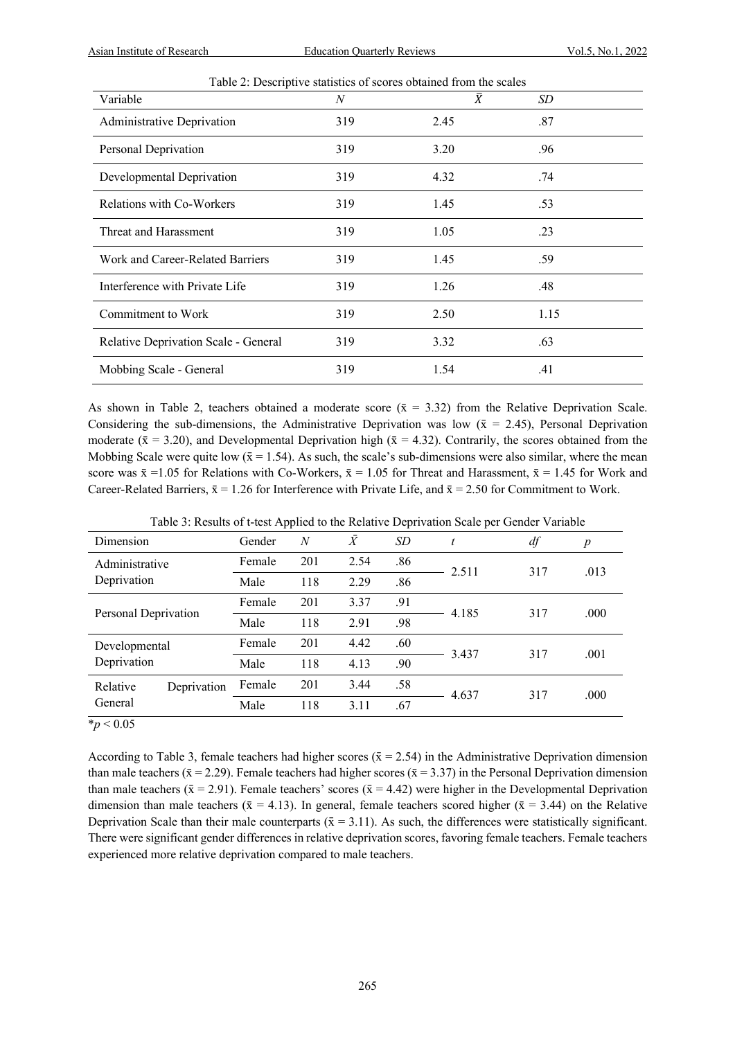Table 2: Descriptive statistics of scores obtained from the scales

| Variable | $N$ | $\bar{X}$ | $SD$ |
|---|---|---|---|
| Administrative Deprivation | 319 | 2.45 | .87 |
| Personal Deprivation | 319 | 3.20 | .96 |
| Developmental Deprivation | 319 | 4.32 | .74 |
| Relations with Co-Workers | 319 | 1.45 | .53 |
| Threat and Harassment | 319 | 1.05 | .23 |
| Work and Career-Related Barriers | 319 | 1.45 | .59 |
| Interference with Private Life | 319 | 1.26 | .48 |
| Commitment to Work | 319 | 2.50 | 1.15 |
| Relative Deprivation Scale - General | 319 | 3.32 | .63 |
| Mobbing Scale - General | 319 | 1.54 | .41 |

As shown in Table 2, teachers obtained a moderate score ($\bar{x}$ = 3.32) from the Relative Deprivation Scale. Considering the sub-dimensions, the Administrative Deprivation was low ($\bar{x}$ = 2.45), Personal Deprivation moderate ($\bar{x}$ = 3.20), and Developmental Deprivation high ($\bar{x}$ = 4.32). Contrarily, the scores obtained from the Mobbing Scale were quite low ($\bar{x}$ = 1.54). As such, the scale's sub-dimensions were also similar, where the mean score was $\bar{x}$ =1.05 for Relations with Co-Workers, $\bar{x}$ = 1.05 for Threat and Harassment, $\bar{x}$ = 1.45 for Work and Career-Related Barriers, $\bar{x}$ = 1.26 for Interference with Private Life, and $\bar{x}$ = 2.50 for Commitment to Work.

Table 3: Results of t-test Applied to the Relative Deprivation Scale per Gender Variable

| Dimension | Gender | $N$ | $\bar{X}$ | $SD$ | $t$ | $df$ | $p$ |
|---|---|---|---|---|---|---|---|
| Administrative Deprivation | Female | 201 | 2.54 | .86 | 2.511 | 317 | .013 |
| | Male | 118 | 2.29 | .86 | | | |
| Personal Deprivation | Female | 201 | 3.37 | .91 | 4.185 | 317 | .000 |
| | Male | 118 | 2.91 | .98 | | | |
| Developmental Deprivation | Female | 201 | 4.42 | .60 | 3.437 | 317 | .001 |
| | Male | 118 | 4.13 | .90 | | | |
| Relative Deprivation General | Female | 201 | 3.44 | .58 | 4.637 | 317 | .000 |
| | Male | 118 | 3.11 | .67 | | | |

*$p < 0.05$

According to Table 3, female teachers had higher scores ($\bar{x}$ = 2.54) in the Administrative Deprivation dimension than male teachers ($\bar{x}$ = 2.29). Female teachers had higher scores ($\bar{x}$ = 3.37) in the Personal Deprivation dimension than male teachers ($\bar{x}$ = 2.91). Female teachers' scores ($\bar{x}$ = 4.42) were higher in the Developmental Deprivation dimension than male teachers ($\bar{x}$ = 4.13). In general, female teachers scored higher ($\bar{x}$ = 3.44) on the Relative Deprivation Scale than their male counterparts ($\bar{x}$ = 3.11). As such, the differences were statistically significant. There were significant gender differences in relative deprivation scores, favoring female teachers. Female teachers experienced more relative deprivation compared to male teachers.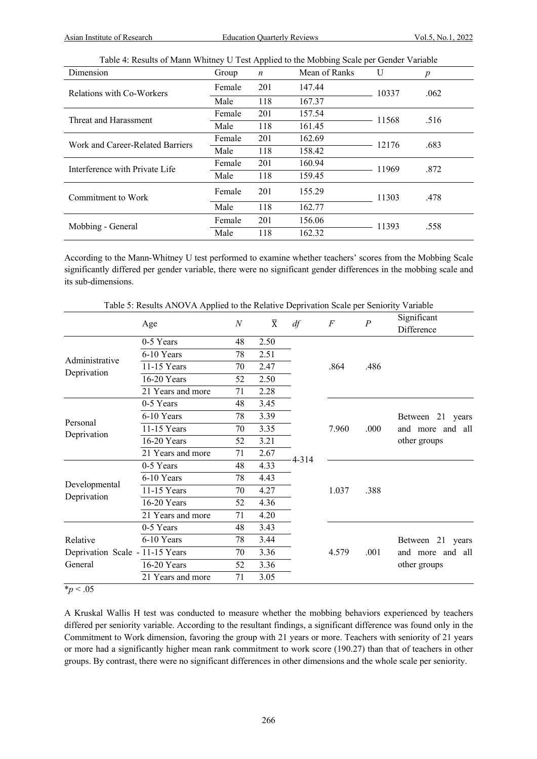Table 4: Results of Mann Whitney U Test Applied to the Mobbing Scale per Gender Variable

| Dimension | Group | *n* | Mean of Ranks | U | *p* |
|---|---|---|---|---|---|
| Relations with Co-Workers | Female | 201 | 147.44 | 10337 | .062 |
| | Male | 118 | 167.37 | | |
| Threat and Harassment | Female | 201 | 157.54 | 11568 | .516 |
| | Male | 118 | 161.45 | | |
| Work and Career-Related Barriers | Female | 201 | 162.69 | 12176 | .683 |
| | Male | 118 | 158.42 | | |
| Interference with Private Life | Female | 201 | 160.94 | 11969 | .872 |
| | Male | 118 | 159.45 | | |
| Commitment to Work | Female | 201 | 155.29 | 11303 | .478 |
| | Male | 118 | 162.77 | | |
| Mobbing - General | Female | 201 | 156.06 | 11393 | .558 |
| | Male | 118 | 162.32 | | |

According to the Mann-Whitney U test performed to examine whether teachers' scores from the Mobbing Scale significantly differed per gender variable, there were no significant gender differences in the mobbing scale and its sub-dimensions.

Table 5: Results ANOVA Applied to the Relative Deprivation Scale per Seniority Variable

| | Age | *N* | $\overline{X}$ | *df* | *F* | *P* | Significant Difference |
|---|---|---|---|---|---|---|---|
| Administrative Deprivation | 0-5 Years | 48 | 2.50 | 4-314 | .864 | .486 | |
| | 6-10 Years | 78 | 2.51 | | | | |
| | 11-15 Years | 70 | 2.47 | | | | |
| | 16-20 Years | 52 | 2.50 | | | | |
| | 21 Years and more | 71 | 2.28 | | | | |
| Personal Deprivation | 0-5 Years | 48 | 3.45 | | 7.960 | .000 | Between 21 years and more and all other groups |
| | 6-10 Years | 78 | 3.39 | | | | |
| | 11-15 Years | 70 | 3.35 | | | | |
| | 16-20 Years | 52 | 3.21 | | | | |
| | 21 Years and more | 71 | 2.67 | | | | |
| Developmental Deprivation | 0-5 Years | 48 | 4.33 | | 1.037 | .388 | |
| | 6-10 Years | 78 | 4.43 | | | | |
| | 11-15 Years | 70 | 4.27 | | | | |
| | 16-20 Years | 52 | 4.36 | | | | |
| | 21 Years and more | 71 | 4.20 | | | | |
| Relative Deprivation Scale - General | 0-5 Years | 48 | 3.43 | | 4.579 | .001 | Between 21 years and more and all other groups |
| | 6-10 Years | 78 | 3.44 | | | | |
| | 11-15 Years | 70 | 3.36 | | | | |
| | 16-20 Years | 52 | 3.36 | | | | |
| | 21 Years and more | 71 | 3.05 | | | | |

$^{*}p < .05$

A Kruskal Wallis H test was conducted to measure whether the mobbing behaviors experienced by teachers differed per seniority variable. According to the resultant findings, a significant difference was found only in the Commitment to Work dimension, favoring the group with 21 years or more. Teachers with seniority of 21 years or more had a significantly higher mean rank commitment to work score (190.27) than that of teachers in other groups. By contrast, there were no significant differences in other dimensions and the whole scale per seniority.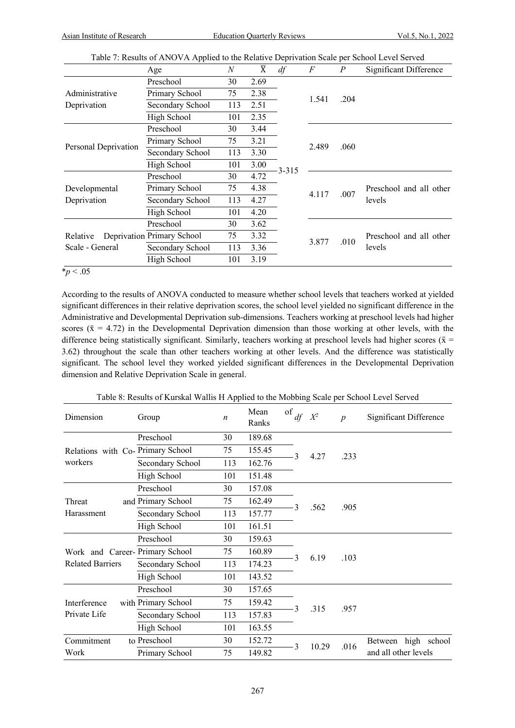Table 7: Results of ANOVA Applied to the Relative Deprivation Scale per School Level Served

| | Age | *N* | $\bar{X}$ | *df* | *F* | *P* | Significant Difference |
|---|---|---|---|---|---|---|---|
| Administrative Deprivation | Preschool | 30 | 2.69 | 3-315 | 1.541 | .204 | |
| | Primary School | 75 | 2.38 | | | | |
| | Secondary School | 113 | 2.51 | | | | |
| | High School | 101 | 2.35 | | | | |
| Personal Deprivation | Preschool | 30 | 3.44 | | 2.489 | .060 | |
| | Primary School | 75 | 3.21 | | | | |
| | Secondary School | 113 | 3.30 | | | | |
| | High School | 101 | 3.00 | | | | |
| Developmental Deprivation | Preschool | 30 | 4.72 | | 4.117 | .007 | Preschool and all other levels |
| | Primary School | 75 | 4.38 | | | | |
| | Secondary School | 113 | 4.27 | | | | |
| | High School | 101 | 4.20 | | | | |
| Relative Deprivation Scale - General | Preschool | 30 | 3.62 | | 3.877 | .010 | Preschool and all other levels |
| | Primary School | 75 | 3.32 | | | | |
| | Secondary School | 113 | 3.36 | | | | |
| | High School | 101 | 3.19 | | | | |

*$p < .05$

According to the results of ANOVA conducted to measure whether school levels that teachers worked at yielded significant differences in their relative deprivation scores, the school level yielded no significant difference in the Administrative and Developmental Deprivation sub-dimensions. Teachers working at preschool levels had higher scores ($\bar{x}$ = 4.72) in the Developmental Deprivation dimension than those working at other levels, with the difference being statistically significant. Similarly, teachers working at preschool levels had higher scores ($\bar{x}$ = 3.62) throughout the scale than other teachers working at other levels. And the difference was statistically significant. The school level they worked yielded significant differences in the Developmental Deprivation dimension and Relative Deprivation Scale in general.

Table 8: Results of Kurskal Wallis H Applied to the Mobbing Scale per School Level Served

| Dimension | Group | *n* | Mean of Ranks | *df* | $X^2$ | *p* | Significant Difference |
|---|---|---|---|---|---|---|---|
| Relations with Co-workers | Preschool | 30 | 189.68 | 3 | 4.27 | .233 | |
| | Primary School | 75 | 155.45 | | | | |
| | Secondary School | 113 | 162.76 | | | | |
| | High School | 101 | 151.48 | | | | |
| Threat and Harassment | Preschool | 30 | 157.08 | 3 | .562 | .905 | |
| | Primary School | 75 | 162.49 | | | | |
| | Secondary School | 113 | 157.77 | | | | |
| | High School | 101 | 161.51 | | | | |
| Work and Career-Related Barriers | Preschool | 30 | 159.63 | 3 | 6.19 | .103 | |
| | Primary School | 75 | 160.89 | | | | |
| | Secondary School | 113 | 174.23 | | | | |
| | High School | 101 | 143.52 | | | | |
| Interference with Private Life | Preschool | 30 | 157.65 | 3 | .315 | .957 | |
| | Primary School | 75 | 159.42 | | | | |
| | Secondary School | 113 | 157.83 | | | | |
| | High School | 101 | 163.55 | | | | |
| Commitment to Work | Preschool | 30 | 152.72 | 3 | 10.29 | .016 | Between high school and all other levels |
| | Primary School | 75 | 149.82 | | | | |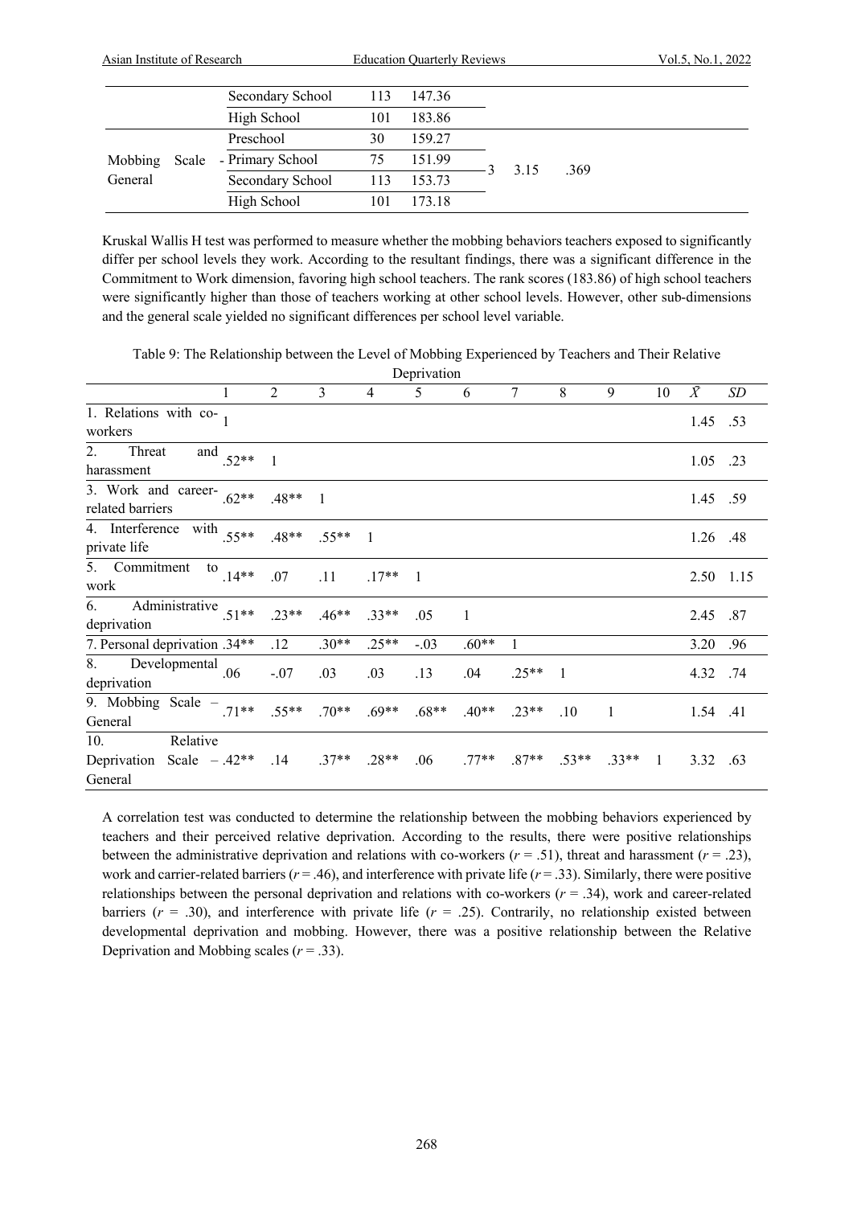| | | | | | | |
|---|---|---|---|---|---|---|
| | Secondary School | 113 | 147.36 | | | |
| | High School | 101 | 183.86 | | | |
| Mobbing Scale - General | Preschool | 30 | 159.27 | 3 | 3.15 | .369 |
| | Primary School | 75 | 151.99 | | | |
| | Secondary School | 113 | 153.73 | | | |
| | High School | 101 | 173.18 | | | |

Kruskal Wallis H test was performed to measure whether the mobbing behaviors teachers exposed to significantly differ per school levels they work. According to the resultant findings, there was a significant difference in the Commitment to Work dimension, favoring high school teachers. The rank scores (183.86) of high school teachers were significantly higher than those of teachers working at other school levels. However, other sub-dimensions and the general scale yielded no significant differences per school level variable.

Table 9: The Relationship between the Level of Mobbing Experienced by Teachers and Their Relative Deprivation

| | 1 | 2 | 3 | 4 | 5 | 6 | 7 | 8 | 9 | 10 | $\bar{X}$ | *SD* |
|---|---|---|---|---|---|---|---|---|---|---|---|---|
| 1. Relations with co-workers | 1 | | | | | | | | | | 1.45 | .53 |
| 2. Threat and harassment | .52** | 1 | | | | | | | | | 1.05 | .23 |
| 3. Work and career-related barriers | .62** | .48** | 1 | | | | | | | | 1.45 | .59 |
| 4. Interference with private life | .55** | .48** | .55** | 1 | | | | | | | 1.26 | .48 |
| 5. Commitment to work | .14** | .07 | .11 | .17** | 1 | | | | | | 2.50 | 1.15 |
| 6. Administrative deprivation | .51** | .23** | .46** | .33** | .05 | 1 | | | | | 2.45 | .87 |
| 7. Personal deprivation | .34** | .12 | .30** | .25** | -.03 | .60** | 1 | | | | 3.20 | .96 |
| 8. Developmental deprivation | .06 | -.07 | .03 | .03 | .13 | .04 | .25** | 1 | | | 4.32 | .74 |
| 9. Mobbing Scale – General | .71** | .55** | .70** | .69** | .68** | .40** | .23** | .10 | 1 | | 1.54 | .41 |
| 10. Relative Deprivation Scale – General | .42** | .14 | .37** | .28** | .06 | .77** | .87** | .53** | .33** | 1 | 3.32 | .63 |

A correlation test was conducted to determine the relationship between the mobbing behaviors experienced by teachers and their perceived relative deprivation. According to the results, there were positive relationships between the administrative deprivation and relations with co-workers ($r = .51$), threat and harassment ($r = .23$), work and carrier-related barriers ($r = .46$), and interference with private life ($r = .33$). Similarly, there were positive relationships between the personal deprivation and relations with co-workers ($r = .34$), work and career-related barriers ($r = .30$), and interference with private life ($r = .25$). Contrarily, no relationship existed between developmental deprivation and mobbing. However, there was a positive relationship between the Relative Deprivation and Mobbing scales ($r = .33$).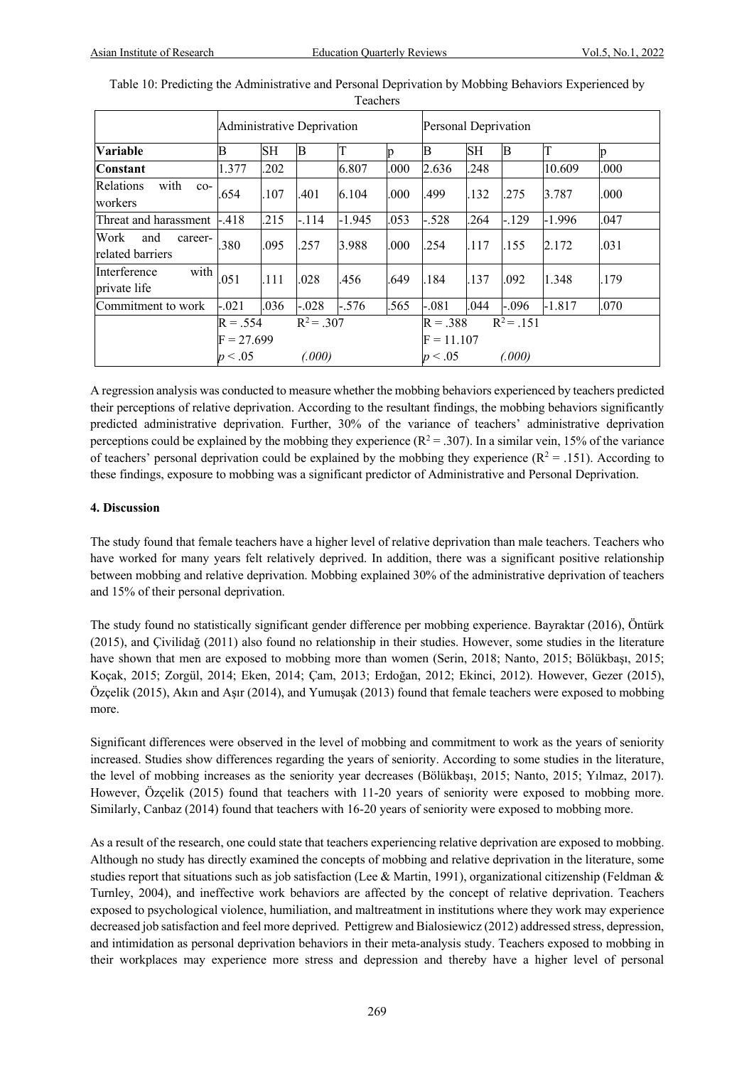Table 10: Predicting the Administrative and Personal Deprivation by Mobbing Behaviors Experienced by Teachers

| | Administrative Deprivation | | | | | Personal Deprivation | | | | |
|---|---|---|---|---|---|---|---|---|---|---|
| **Variable** | B | SH | B | T | p | B | SH | B | T | p |
| **Constant** | 1.377 | .202 | | 6.807 | .000 | 2.636 | .248 | | 10.609 | .000 |
| Relations with co-workers | .654 | .107 | .401 | 6.104 | .000 | .499 | .132 | .275 | 3.787 | .000 |
| Threat and harassment | -.418 | .215 | -.114 | -1.945 | .053 | -.528 | .264 | -.129 | -1.996 | .047 |
| Work and career-related barriers | .380 | .095 | .257 | 3.988 | .000 | .254 | .117 | .155 | 2.172 | .031 |
| Interference with private life | .051 | .111 | .028 | .456 | .649 | .184 | .137 | .092 | 1.348 | .179 |
| Commitment to work | -.021 | .036 | -.028 | -.576 | .565 | -.081 | .044 | -.096 | -1.817 | .070 |
| | $R = .554$ $R^2 = .307$ $F = 27.699$ $p < .05$ *(.000)* | | | | | $R = .388$ $R^2 = .151$ $F = 11.107$ $p < .05$ *(.000)* | | | | |

A regression analysis was conducted to measure whether the mobbing behaviors experienced by teachers predicted their perceptions of relative deprivation. According to the resultant findings, the mobbing behaviors significantly predicted administrative deprivation. Further, 30% of the variance of teachers' administrative deprivation perceptions could be explained by the mobbing they experience ($R^2 = .307$). In a similar vein, 15% of the variance of teachers' personal deprivation could be explained by the mobbing they experience ($R^2 = .151$). According to these findings, exposure to mobbing was a significant predictor of Administrative and Personal Deprivation.

## 4. Discussion

The study found that female teachers have a higher level of relative deprivation than male teachers. Teachers who have worked for many years felt relatively deprived. In addition, there was a significant positive relationship between mobbing and relative deprivation. Mobbing explained 30% of the administrative deprivation of teachers and 15% of their personal deprivation.

The study found no statistically significant gender difference per mobbing experience. Bayraktar (2016), Öntürk (2015), and Çivilidağ (2011) also found no relationship in their studies. However, some studies in the literature have shown that men are exposed to mobbing more than women (Serin, 2018; Nanto, 2015; Bölükbaşı, 2015; Koçak, 2015; Zorgül, 2014; Eken, 2014; Çam, 2013; Erdoğan, 2012; Ekinci, 2012). However, Gezer (2015), Özçelik (2015), Akın and Aşır (2014), and Yumuşak (2013) found that female teachers were exposed to mobbing more.

Significant differences were observed in the level of mobbing and commitment to work as the years of seniority increased. Studies show differences regarding the years of seniority. According to some studies in the literature, the level of mobbing increases as the seniority year decreases (Bölükbaşı, 2015; Nanto, 2015; Yılmaz, 2017). However, Özçelik (2015) found that teachers with 11-20 years of seniority were exposed to mobbing more. Similarly, Canbaz (2014) found that teachers with 16-20 years of seniority were exposed to mobbing more.

As a result of the research, one could state that teachers experiencing relative deprivation are exposed to mobbing. Although no study has directly examined the concepts of mobbing and relative deprivation in the literature, some studies report that situations such as job satisfaction (Lee & Martin, 1991), organizational citizenship (Feldman & Turnley, 2004), and ineffective work behaviors are affected by the concept of relative deprivation. Teachers exposed to psychological violence, humiliation, and maltreatment in institutions where they work may experience decreased job satisfaction and feel more deprived. Pettigrew and Bialosiewicz (2012) addressed stress, depression, and intimidation as personal deprivation behaviors in their meta-analysis study. Teachers exposed to mobbing in their workplaces may experience more stress and depression and thereby have a higher level of personal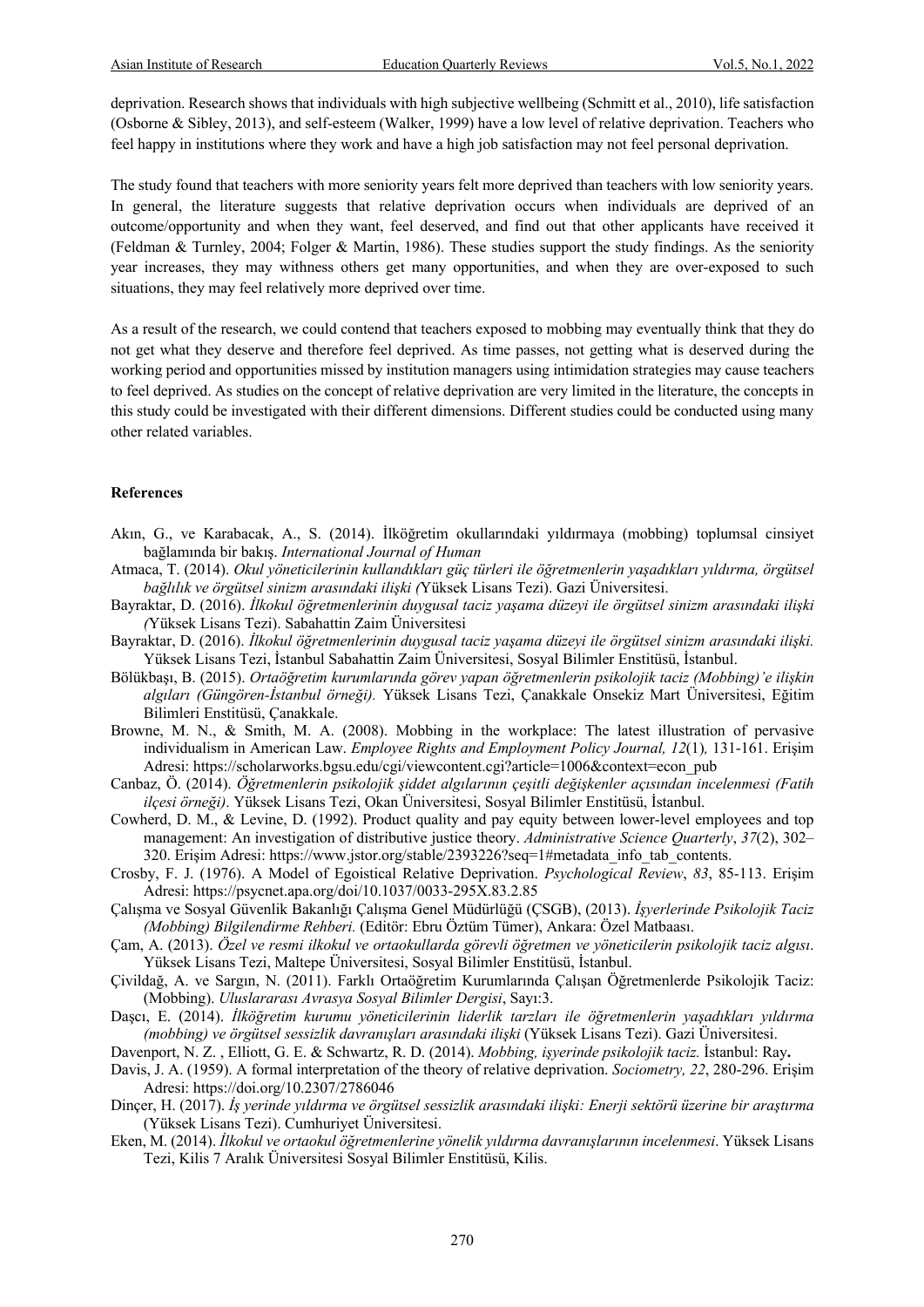deprivation. Research shows that individuals with high subjective wellbeing (Schmitt et al., 2010), life satisfaction (Osborne & Sibley, 2013), and self-esteem (Walker, 1999) have a low level of relative deprivation. Teachers who feel happy in institutions where they work and have a high job satisfaction may not feel personal deprivation.

The study found that teachers with more seniority years felt more deprived than teachers with low seniority years. In general, the literature suggests that relative deprivation occurs when individuals are deprived of an outcome/opportunity and when they want, feel deserved, and find out that other applicants have received it (Feldman & Turnley, 2004; Folger & Martin, 1986). These studies support the study findings. As the seniority year increases, they may withness others get many opportunities, and when they are over-exposed to such situations, they may feel relatively more deprived over time.

As a result of the research, we could contend that teachers exposed to mobbing may eventually think that they do not get what they deserve and therefore feel deprived. As time passes, not getting what is deserved during the working period and opportunities missed by institution managers using intimidation strategies may cause teachers to feel deprived. As studies on the concept of relative deprivation are very limited in the literature, the concepts in this study could be investigated with their different dimensions. Different studies could be conducted using many other related variables.

## References

Akın, G., ve Karabacak, A., S. (2014). İlköğretim okullarındaki yıldırmaya (mobbing) toplumsal cinsiyet bağlamında bir bakış. *International Journal of Human*

Atmaca, T. (2014). *Okul yöneticilerinin kullandıkları güç türleri ile öğretmenlerin yaşadıkları yıldırma, örgütsel bağlılık ve örgütsel sinizm arasındaki ilişki (*Yüksek Lisans Tezi). Gazi Üniversitesi.

Bayraktar, D. (2016). *İlkokul öğretmenlerinin duygusal taciz yaşama düzeyi ile örgütsel sinizm arasındaki ilişki (*Yüksek Lisans Tezi). Sabahattin Zaim Üniversitesi

Bayraktar, D. (2016). *İlkokul öğretmenlerinin duygusal taciz yaşama düzeyi ile örgütsel sinizm arasındaki ilişki.* Yüksek Lisans Tezi, İstanbul Sabahattin Zaim Üniversitesi, Sosyal Bilimler Enstitüsü, İstanbul.

Bölükbaşı, B. (2015). *Ortaöğretim kurumlarında görev yapan öğretmenlerin psikolojik taciz (Mobbing)'e ilişkin algıları (Güngören-İstanbul örneği).* Yüksek Lisans Tezi, Çanakkale Onsekiz Mart Üniversitesi, Eğitim Bilimleri Enstitüsü, Çanakkale.

Browne, M. N., & Smith, M. A. (2008). Mobbing in the workplace: The latest illustration of pervasive individualism in American Law. *Employee Rights and Employment Policy Journal, 12*(1)*,* 131-161. Erişim Adresi: https://scholarworks.bgsu.edu/cgi/viewcontent.cgi?article=1006&context=econ_pub

Canbaz, Ö. (2014). *Öğretmenlerin psikolojik şiddet algılarının çeşitli değişkenler açısından incelenmesi (Fatih ilçesi örneği)*. Yüksek Lisans Tezi, Okan Üniversitesi, Sosyal Bilimler Enstitüsü, İstanbul.

Cowherd, D. M., & Levine, D. (1992). Product quality and pay equity between lower-level employees and top management: An investigation of distributive justice theory. *Administrative Science Quarterly*, *37*(2), 302–320. Erişim Adresi: https://www.jstor.org/stable/2393226?seq=1#metadata_info_tab_contents.

Crosby, F. J. (1976). A Model of Egoistical Relative Deprivation. *Psychological Review*, *83*, 85-113. Erişim Adresi: https://psycnet.apa.org/doi/10.1037/0033-295X.83.2.85

Çalışma ve Sosyal Güvenlik Bakanlığı Çalışma Genel Müdürlüğü (ÇSGB), (2013). *İşyerlerinde Psikolojik Taciz (Mobbing) Bilgilendirme Rehberi.* (Editör: Ebru Öztüm Tümer), Ankara: Özel Matbaası.

Çam, A. (2013). *Özel ve resmi ilkokul ve ortaokullarda görevli öğretmen ve yöneticilerin psikolojik taciz algısı*. Yüksek Lisans Tezi, Maltepe Üniversitesi, Sosyal Bilimler Enstitüsü, İstanbul.

Çivildağ, A. ve Sargın, N. (2011). Farklı Ortaöğretim Kurumlarında Çalışan Öğretmenlerde Psikolojik Taciz: (Mobbing). *Uluslararası Avrasya Sosyal Bilimler Dergisi*, Sayı:3.

Daşcı, E. (2014). *İlköğretim kurumu yöneticilerinin liderlik tarzları ile öğretmenlerin yaşadıkları yıldırma (mobbing) ve örgütsel sessizlik davranışları arasındaki ilişki* (Yüksek Lisans Tezi). Gazi Üniversitesi.

Davenport, N. Z. , Elliott, G. E. & Schwartz, R. D. (2014). *Mobbing, işyerinde psikolojik taciz.* İstanbul: Ray**.**

Davis, J. A. (1959). A formal interpretation of the theory of relative deprivation. *Sociometry, 22*, 280-296. Erişim Adresi: https://doi.org/10.2307/2786046

Dinçer, H. (2017). *İş yerinde yıldırma ve örgütsel sessizlik arasındaki ilişki: Enerji sektörü üzerine bir araştırma* (Yüksek Lisans Tezi). Cumhuriyet Üniversitesi.

Eken, M. (2014). *İlkokul ve ortaokul öğretmenlerine yönelik yıldırma davranışlarının incelenmesi*. Yüksek Lisans Tezi, Kilis 7 Aralık Üniversitesi Sosyal Bilimler Enstitüsü, Kilis.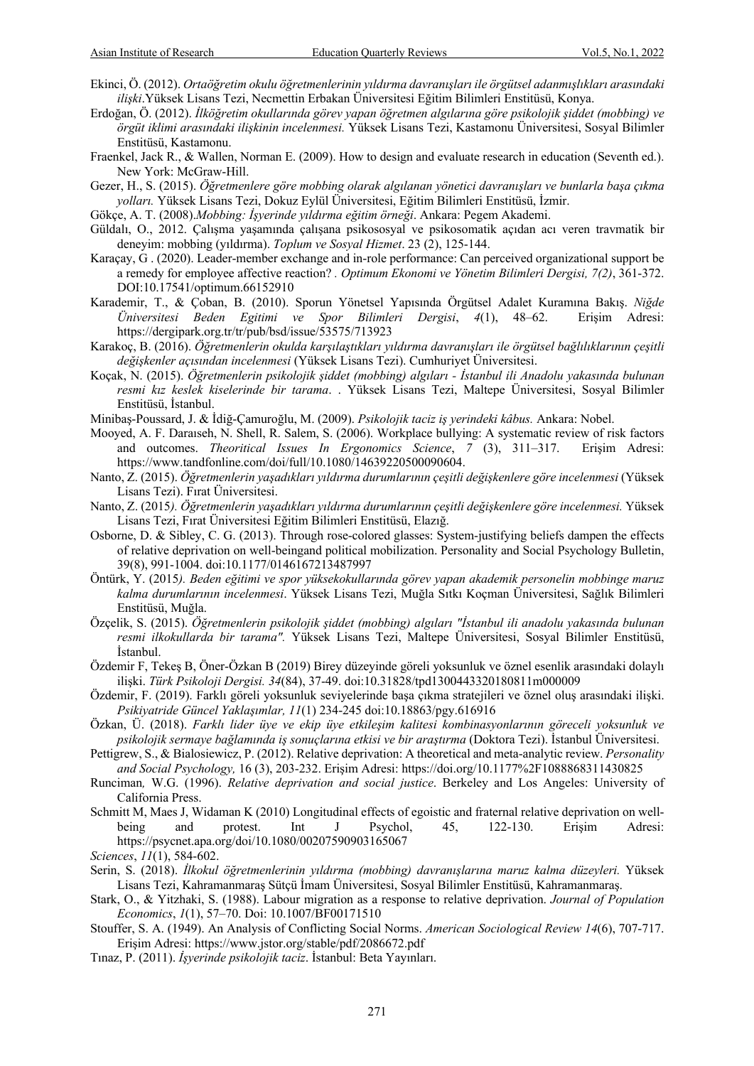Ekinci, Ö. (2012). *Ortaöğretim okulu öğretmenlerinin yıldırma davranışları ile örgütsel adanmışlıkları arasındaki ilişki*.Yüksek Lisans Tezi, Necmettin Erbakan Üniversitesi Eğitim Bilimleri Enstitüsü, Konya.

Erdoğan, Ö. (2012). *İlköğretim okullarında görev yapan öğretmen algılarına göre psikolojik şiddet (mobbing) ve örgüt iklimi arasındaki ilişkinin incelenmesi.* Yüksek Lisans Tezi, Kastamonu Üniversitesi, Sosyal Bilimler Enstitüsü, Kastamonu.

Fraenkel, Jack R., & Wallen, Norman E. (2009). How to design and evaluate research in education (Seventh ed.). New York: McGraw-Hill.

Gezer, H., S. (2015). *Öğretmenlere göre mobbing olarak algılanan yönetici davranışları ve bunlarla başa çıkma yolları.* Yüksek Lisans Tezi, Dokuz Eylül Üniversitesi, Eğitim Bilimleri Enstitüsü, İzmir.

Gökçe, A. T. (2008).*Mobbing: İşyerinde yıldırma eğitim örneği*. Ankara: Pegem Akademi.

Güldalı, O., 2012. Çalışma yaşamında çalışana psikososyal ve psikosomatik açıdan acı veren travmatik bir deneyim: mobbing (yıldırma). *Toplum ve Sosyal Hizmet*. 23 (2), 125-144.

Karaçay, G . (2020). Leader-member exchange and in-role performance: Can perceived organizational support be a remedy for employee affective reaction? . *Optimum Ekonomi ve Yönetim Bilimleri Dergisi, 7(2)*, 361-372. DOI:10.17541/optimum.66152910

Karademir, T., & Çoban, B. (2010). Sporun Yönetsel Yapısında Örgütsel Adalet Kuramına Bakış. *Niğde Üniversitesi Beden Egitimi ve Spor Bilimleri Dergisi*, *4*(1), 48–62. Erişim Adresi: https://dergipark.org.tr/tr/pub/bsd/issue/53575/713923

Karakoç, B. (2016). *Öğretmenlerin okulda karşılaştıkları yıldırma davranışları ile örgütsel bağlılıklarının çeşitli değişkenler açısından incelenmesi* (Yüksek Lisans Tezi). Cumhuriyet Üniversitesi.

Koçak, N. (2015). *Öğretmenlerin psikolojik şiddet (mobbing) algıları - İstanbul ili Anadolu yakasında bulunan resmi kız keslek kiselerinde bir tarama*. . Yüksek Lisans Tezi, Maltepe Üniversitesi, Sosyal Bilimler Enstitüsü, İstanbul.

Minibaş-Poussard, J. & İdiğ-Çamuroğlu, M. (2009). *Psikolojik taciz iş yerindeki kâbus.* Ankara: Nobel.

Mooyed, A. F. Daraıseh, N. Shell, R. Salem, S. (2006). Workplace bullying: A systematic review of risk factors and outcomes. *Theoritical Issues In Ergonomics Science*, *7* (3), 311–317. Erişim Adresi: https://www.tandfonline.com/doi/full/10.1080/14639220500090604.

Nanto, Z. (2015). *Öğretmenlerin yaşadıkları yıldırma durumlarının çeşitli değişkenlere göre incelenmesi* (Yüksek Lisans Tezi). Fırat Üniversitesi.

Nanto, Z. (2015*). Öğretmenlerin yaşadıkları yıldırma durumlarının çeşitli değişkenlere göre incelenmesi.* Yüksek Lisans Tezi, Fırat Üniversitesi Eğitim Bilimleri Enstitüsü, Elazığ.

Osborne, D. & Sibley, C. G. (2013). Through rose-colored glasses: System-justifying beliefs dampen the effects of relative deprivation on well-beingand political mobilization. Personality and Social Psychology Bulletin, 39(8), 991-1004. doi:10.1177/0146167213487997

Öntürk, Y. (2015*). Beden eğitimi ve spor yüksekokullarında görev yapan akademik personelin mobbinge maruz kalma durumlarının incelenmesi*. Yüksek Lisans Tezi, Muğla Sıtkı Koçman Üniversitesi, Sağlık Bilimleri Enstitüsü, Muğla.

Özçelik, S. (2015). *Öğretmenlerin psikolojik şiddet (mobbing) algıları "İstanbul ili anadolu yakasında bulunan resmi ilkokullarda bir tarama".* Yüksek Lisans Tezi, Maltepe Üniversitesi, Sosyal Bilimler Enstitüsü, İstanbul.

Özdemir F, Tekeş B, Öner-Özkan B (2019) Birey düzeyinde göreli yoksunluk ve öznel esenlik arasındaki dolaylı ilişki. *Türk Psikoloji Dergisi. 34*(84), 37-49. doi:10.31828/tpd1300443320180811m000009

Özdemir, F. (2019). Farklı göreli yoksunluk seviyelerinde başa çıkma stratejileri ve öznel oluş arasındaki ilişki. *Psikiyatride Güncel Yaklaşımlar, 11*(1) 234-245 doi:10.18863/pgy.616916

Özkan, Ü. (2018). *Farklı lider üye ve ekip üye etkileşim kalitesi kombinasyonlarının göreceli yoksunluk ve psikolojik sermaye bağlamında iş sonuçlarına etkisi ve bir araştırma* (Doktora Tezi). İstanbul Üniversitesi.

Pettigrew, S., & Bialosiewicz, P. (2012). Relative deprivation: A theoretical and meta-analytic review. *Personality and Social Psychology,* 16 (3), 203-232. Erişim Adresi: https://doi.org/10.1177%2F1088868311430825

Runciman*,* W.G. (1996). *Relative deprivation and social justice*. Berkeley and Los Angeles: University of California Press.

Schmitt M, Maes J, Widaman K (2010) Longitudinal effects of egoistic and fraternal relative deprivation on well-being and protest. Int J Psychol, 45, 122-130. Erişim Adresi: https://psycnet.apa.org/doi/10.1080/00207590903165067

*Sciences*, *11*(1), 584-602.

Serin, S. (2018). *İlkokul öğretmenlerinin yıldırma (mobbing) davranışlarına maruz kalma düzeyleri.* Yüksek Lisans Tezi, Kahramanmaraş Sütçü İmam Üniversitesi, Sosyal Bilimler Enstitüsü, Kahramanmaraş.

Stark, O., & Yitzhaki, S. (1988). Labour migration as a response to relative deprivation. *Journal of Population Economics*, *1*(1), 57–70. Doi: 10.1007/BF00171510

Stouffer, S. A. (1949). An Analysis of Conflicting Social Norms. *American Sociological Review 14*(6), 707-717. Erişim Adresi: https://www.jstor.org/stable/pdf/2086672.pdf

Tınaz, P. (2011). *İşyerinde psikolojik taciz*. İstanbul: Beta Yayınları.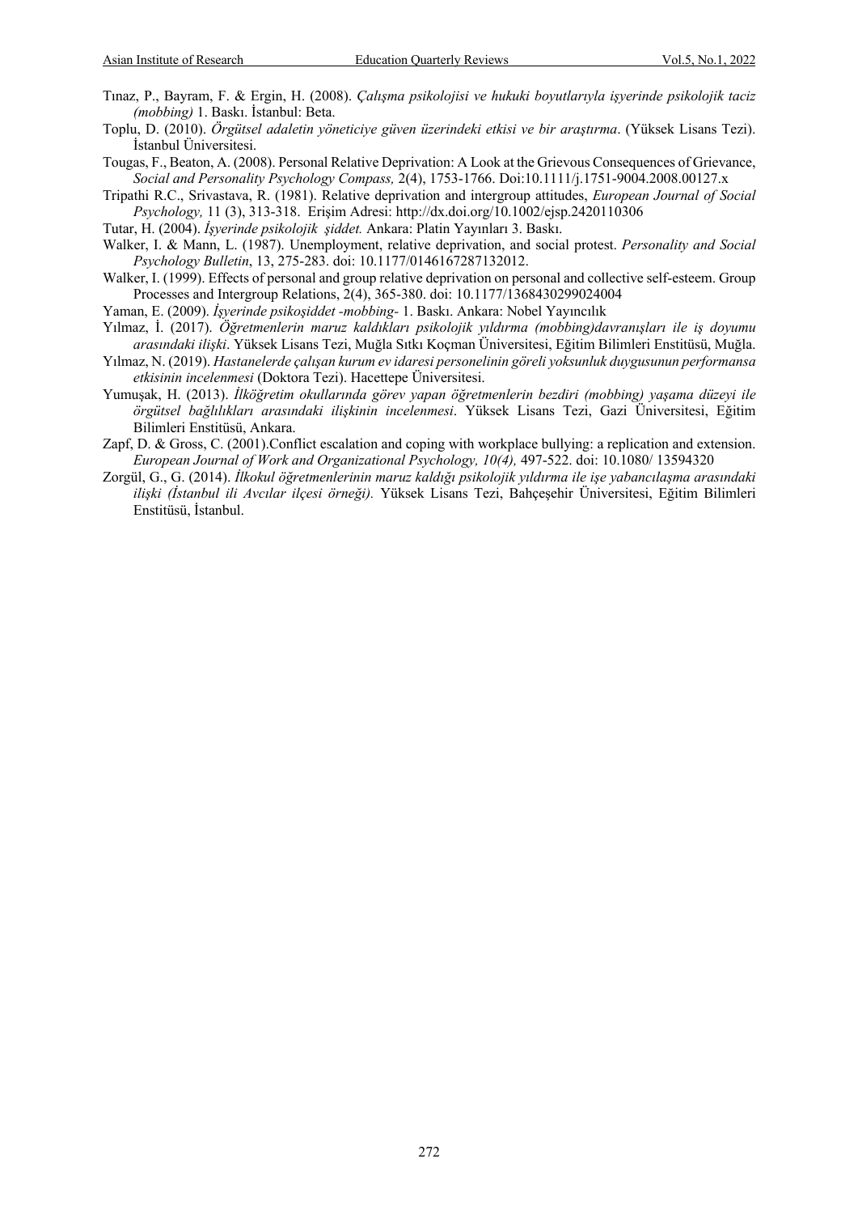Tınaz, P., Bayram, F. & Ergin, H. (2008). *Çalışma psikolojisi ve hukuki boyutlarıyla işyerinde psikolojik taciz (mobbing)* 1. Baskı. İstanbul: Beta.

Toplu, D. (2010). *Örgütsel adaletin yöneticiye güven üzerindeki etkisi ve bir araştırma*. (Yüksek Lisans Tezi). İstanbul Üniversitesi.

Tougas, F., Beaton, A. (2008). Personal Relative Deprivation: A Look at the Grievous Consequences of Grievance, *Social and Personality Psychology Compass,* 2(4), 1753-1766. Doi:10.1111/j.1751-9004.2008.00127.x

Tripathi R.C., Srivastava, R. (1981). Relative deprivation and intergroup attitudes, *European Journal of Social Psychology,* 11 (3), 313-318. Erişim Adresi: http://dx.doi.org/10.1002/ejsp.2420110306

Tutar, H. (2004). *İşyerinde psikolojik şiddet.* Ankara: Platin Yayınları 3. Baskı.

Walker, I. & Mann, L. (1987). Unemployment, relative deprivation, and social protest. *Personality and Social Psychology Bulletin*, 13, 275-283. doi: 10.1177/0146167287132012.

Walker, I. (1999). Effects of personal and group relative deprivation on personal and collective self-esteem. Group Processes and Intergroup Relations, 2(4), 365-380. doi: 10.1177/1368430299024004

Yaman, E. (2009). *İşyerinde psikoşiddet -mobbing-* 1. Baskı. Ankara: Nobel Yayıncılık

Yılmaz, İ. (2017). *Öğretmenlerin maruz kaldıkları psikolojik yıldırma (mobbing)davranışları ile iş doyumu arasındaki ilişki*. Yüksek Lisans Tezi, Muğla Sıtkı Koçman Üniversitesi, Eğitim Bilimleri Enstitüsü, Muğla.

Yılmaz, N. (2019). *Hastanelerde çalışan kurum ev idaresi personelinin göreli yoksunluk duygusunun performansa etkisinin incelenmesi* (Doktora Tezi). Hacettepe Üniversitesi.

Yumuşak, H. (2013). *İlköğretim okullarında görev yapan öğretmenlerin bezdiri (mobbing) yaşama düzeyi ile örgütsel bağlılıkları arasındaki ilişkinin incelenmesi*. Yüksek Lisans Tezi, Gazi Üniversitesi, Eğitim Bilimleri Enstitüsü, Ankara.

Zapf, D. & Gross, C. (2001).Conflict escalation and coping with workplace bullying: a replication and extension. *European Journal of Work and Organizational Psychology, 10(4),* 497-522. doi: 10.1080/ 13594320

Zorgül, G., G. (2014). *İlkokul öğretmenlerinin maruz kaldığı psikolojik yıldırma ile işe yabancılaşma arasındaki ilişki (İstanbul ili Avcılar ilçesi örneği).* Yüksek Lisans Tezi, Bahçeşehir Üniversitesi, Eğitim Bilimleri Enstitüsü, İstanbul.